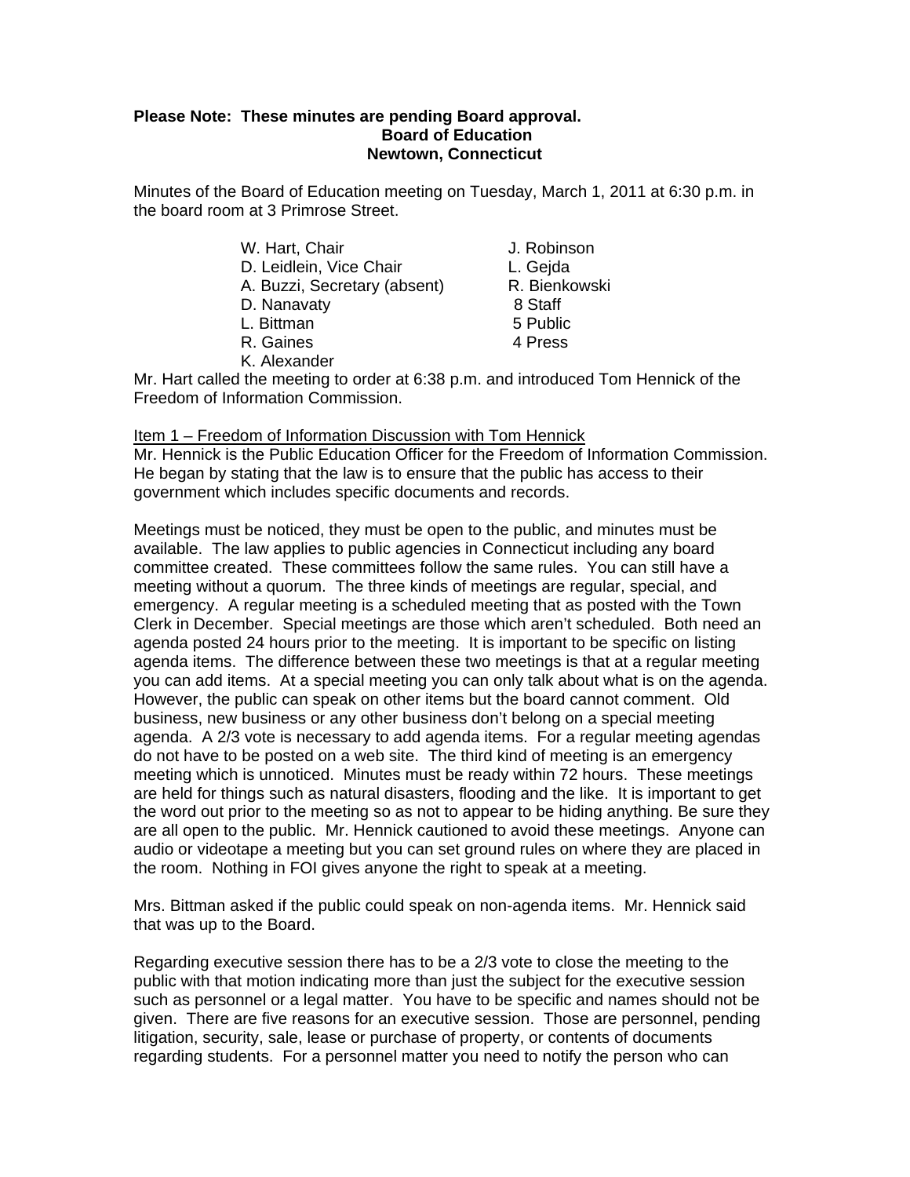**Please Note: These minutes are pending Board approval.**

**Board of Education**
**Newtown, Connecticut**

Minutes of the Board of Education meeting on Tuesday, March 1, 2011 at 6:30 p.m. in the board room at 3 Primrose Street.

| | |
|---|---|
| W. Hart, Chair | J. Robinson |
| D. Leidlein, Vice Chair | L. Gejda |
| A. Buzzi, Secretary (absent) | R. Bienkowski |
| D. Nanavaty | 8 Staff |
| L. Bittman | 5 Public |
| R. Gaines | 4 Press |
| K. Alexander | |

Mr. Hart called the meeting to order at 6:38 p.m. and introduced Tom Hennick of the Freedom of Information Commission.

Item 1 – Freedom of Information Discussion with Tom Hennick

Mr. Hennick is the Public Education Officer for the Freedom of Information Commission. He began by stating that the law is to ensure that the public has access to their government which includes specific documents and records.

Meetings must be noticed, they must be open to the public, and minutes must be available. The law applies to public agencies in Connecticut including any board committee created. These committees follow the same rules. You can still have a meeting without a quorum. The three kinds of meetings are regular, special, and emergency. A regular meeting is a scheduled meeting that as posted with the Town Clerk in December. Special meetings are those which aren't scheduled. Both need an agenda posted 24 hours prior to the meeting. It is important to be specific on listing agenda items. The difference between these two meetings is that at a regular meeting you can add items. At a special meeting you can only talk about what is on the agenda. However, the public can speak on other items but the board cannot comment. Old business, new business or any other business don't belong on a special meeting agenda. A 2/3 vote is necessary to add agenda items. For a regular meeting agendas do not have to be posted on a web site. The third kind of meeting is an emergency meeting which is unnoticed. Minutes must be ready within 72 hours. These meetings are held for things such as natural disasters, flooding and the like. It is important to get the word out prior to the meeting so as not to appear to be hiding anything. Be sure they are all open to the public. Mr. Hennick cautioned to avoid these meetings. Anyone can audio or videotape a meeting but you can set ground rules on where they are placed in the room. Nothing in FOI gives anyone the right to speak at a meeting.

Mrs. Bittman asked if the public could speak on non-agenda items. Mr. Hennick said that was up to the Board.

Regarding executive session there has to be a 2/3 vote to close the meeting to the public with that motion indicating more than just the subject for the executive session such as personnel or a legal matter. You have to be specific and names should not be given. There are five reasons for an executive session. Those are personnel, pending litigation, security, sale, lease or purchase of property, or contents of documents regarding students. For a personnel matter you need to notify the person who can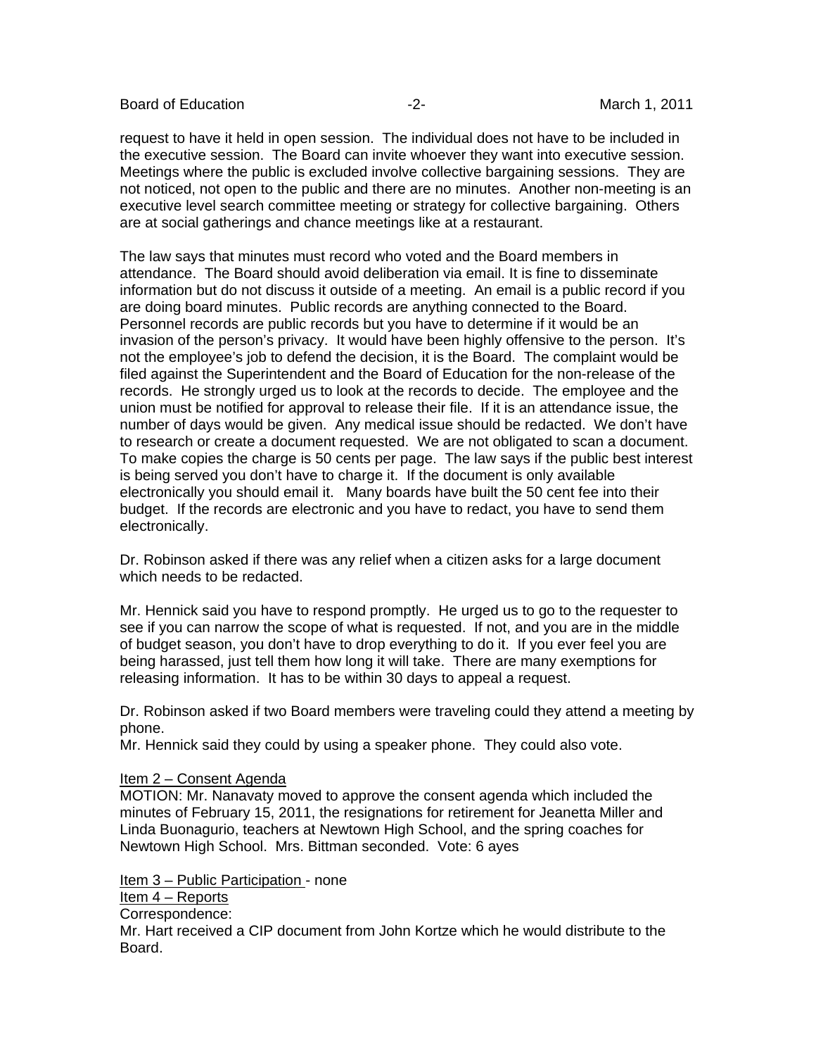request to have it held in open session. The individual does not have to be included in the executive session. The Board can invite whoever they want into executive session. Meetings where the public is excluded involve collective bargaining sessions. They are not noticed, not open to the public and there are no minutes. Another non-meeting is an executive level search committee meeting or strategy for collective bargaining. Others are at social gatherings and chance meetings like at a restaurant.

The law says that minutes must record who voted and the Board members in attendance. The Board should avoid deliberation via email. It is fine to disseminate information but do not discuss it outside of a meeting. An email is a public record if you are doing board minutes. Public records are anything connected to the Board. Personnel records are public records but you have to determine if it would be an invasion of the person's privacy. It would have been highly offensive to the person. It's not the employee's job to defend the decision, it is the Board. The complaint would be filed against the Superintendent and the Board of Education for the non-release of the records. He strongly urged us to look at the records to decide. The employee and the union must be notified for approval to release their file. If it is an attendance issue, the number of days would be given. Any medical issue should be redacted. We don't have to research or create a document requested. We are not obligated to scan a document. To make copies the charge is 50 cents per page. The law says if the public best interest is being served you don't have to charge it. If the document is only available electronically you should email it. Many boards have built the 50 cent fee into their budget. If the records are electronic and you have to redact, you have to send them electronically.

Dr. Robinson asked if there was any relief when a citizen asks for a large document which needs to be redacted.

Mr. Hennick said you have to respond promptly. He urged us to go to the requester to see if you can narrow the scope of what is requested. If not, and you are in the middle of budget season, you don't have to drop everything to do it. If you ever feel you are being harassed, just tell them how long it will take. There are many exemptions for releasing information. It has to be within 30 days to appeal a request.

Dr. Robinson asked if two Board members were traveling could they attend a meeting by phone.
Mr. Hennick said they could by using a speaker phone. They could also vote.

Item 2 – Consent Agenda
MOTION: Mr. Nanavaty moved to approve the consent agenda which included the minutes of February 15, 2011, the resignations for retirement for Jeanetta Miller and Linda Buonagurio, teachers at Newtown High School, and the spring coaches for Newtown High School. Mrs. Bittman seconded. Vote: 6 ayes

Item 3 – Public Participation - none
Item 4 – Reports
Correspondence:
Mr. Hart received a CIP document from John Kortze which he would distribute to the Board.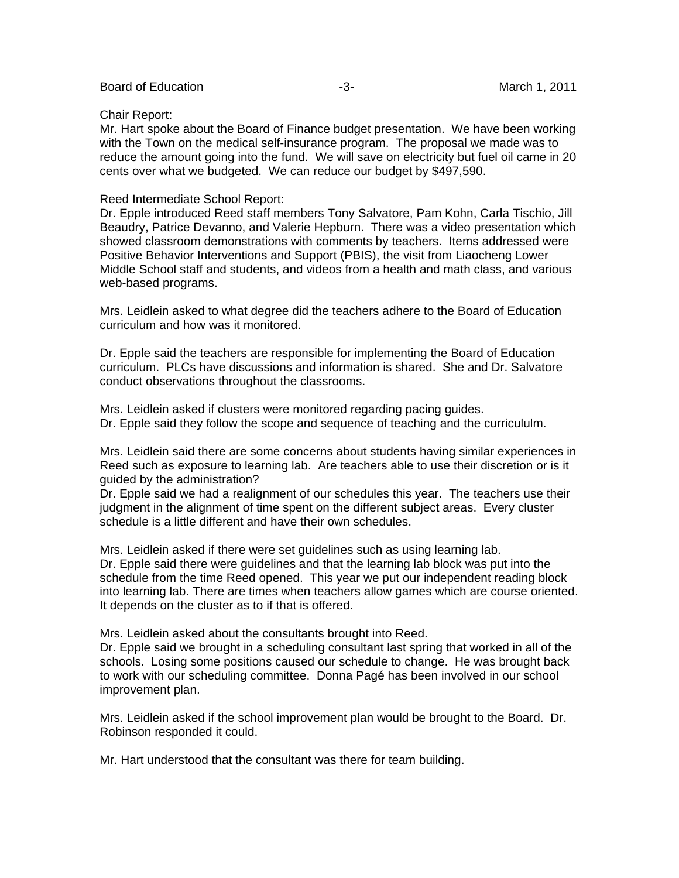Chair Report:
Mr. Hart spoke about the Board of Finance budget presentation. We have been working with the Town on the medical self-insurance program. The proposal we made was to reduce the amount going into the fund. We will save on electricity but fuel oil came in 20 cents over what we budgeted. We can reduce our budget by $497,590.

Reed Intermediate School Report:
Dr. Epple introduced Reed staff members Tony Salvatore, Pam Kohn, Carla Tischio, Jill Beaudry, Patrice Devanno, and Valerie Hepburn. There was a video presentation which showed classroom demonstrations with comments by teachers. Items addressed were Positive Behavior Interventions and Support (PBIS), the visit from Liaocheng Lower Middle School staff and students, and videos from a health and math class, and various web-based programs.

Mrs. Leidlein asked to what degree did the teachers adhere to the Board of Education curriculum and how was it monitored.

Dr. Epple said the teachers are responsible for implementing the Board of Education curriculum. PLCs have discussions and information is shared. She and Dr. Salvatore conduct observations throughout the classrooms.

Mrs. Leidlein asked if clusters were monitored regarding pacing guides.
Dr. Epple said they follow the scope and sequence of teaching and the curricululm.

Mrs. Leidlein said there are some concerns about students having similar experiences in Reed such as exposure to learning lab. Are teachers able to use their discretion or is it guided by the administration?
Dr. Epple said we had a realignment of our schedules this year. The teachers use their judgment in the alignment of time spent on the different subject areas. Every cluster schedule is a little different and have their own schedules.

Mrs. Leidlein asked if there were set guidelines such as using learning lab.
Dr. Epple said there were guidelines and that the learning lab block was put into the schedule from the time Reed opened. This year we put our independent reading block into learning lab. There are times when teachers allow games which are course oriented. It depends on the cluster as to if that is offered.

Mrs. Leidlein asked about the consultants brought into Reed.
Dr. Epple said we brought in a scheduling consultant last spring that worked in all of the schools. Losing some positions caused our schedule to change. He was brought back to work with our scheduling committee. Donna Pagé has been involved in our school improvement plan.

Mrs. Leidlein asked if the school improvement plan would be brought to the Board. Dr. Robinson responded it could.

Mr. Hart understood that the consultant was there for team building.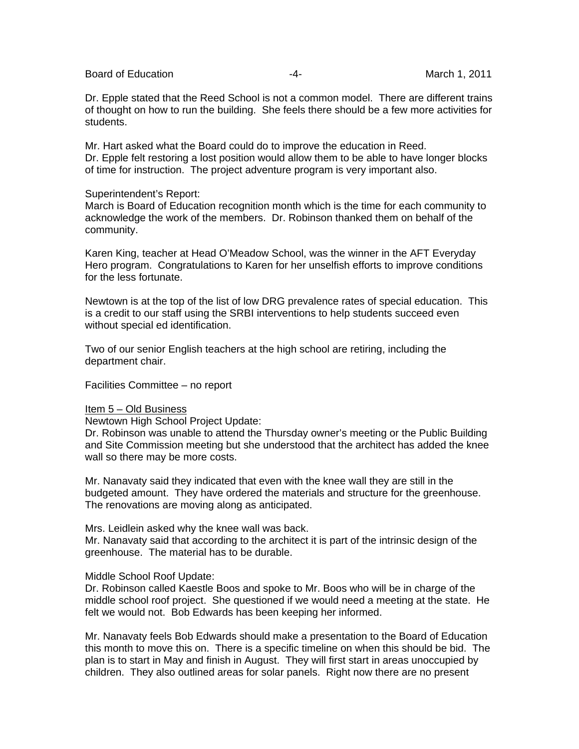Dr. Epple stated that the Reed School is not a common model. There are different trains of thought on how to run the building. She feels there should be a few more activities for students.

Mr. Hart asked what the Board could do to improve the education in Reed.
Dr. Epple felt restoring a lost position would allow them to be able to have longer blocks of time for instruction. The project adventure program is very important also.

Superintendent's Report:
March is Board of Education recognition month which is the time for each community to acknowledge the work of the members. Dr. Robinson thanked them on behalf of the community.

Karen King, teacher at Head O'Meadow School, was the winner in the AFT Everyday Hero program. Congratulations to Karen for her unselfish efforts to improve conditions for the less fortunate.

Newtown is at the top of the list of low DRG prevalence rates of special education. This is a credit to our staff using the SRBI interventions to help students succeed even without special ed identification.

Two of our senior English teachers at the high school are retiring, including the department chair.

Facilities Committee – no report

<u>Item 5 – Old Business</u>
Newtown High School Project Update:
Dr. Robinson was unable to attend the Thursday owner's meeting or the Public Building and Site Commission meeting but she understood that the architect has added the knee wall so there may be more costs.

Mr. Nanavaty said they indicated that even with the knee wall they are still in the budgeted amount. They have ordered the materials and structure for the greenhouse. The renovations are moving along as anticipated.

Mrs. Leidlein asked why the knee wall was back.
Mr. Nanavaty said that according to the architect it is part of the intrinsic design of the greenhouse. The material has to be durable.

Middle School Roof Update:
Dr. Robinson called Kaestle Boos and spoke to Mr. Boos who will be in charge of the middle school roof project. She questioned if we would need a meeting at the state. He felt we would not. Bob Edwards has been keeping her informed.

Mr. Nanavaty feels Bob Edwards should make a presentation to the Board of Education this month to move this on. There is a specific timeline on when this should be bid. The plan is to start in May and finish in August. They will first start in areas unoccupied by children. They also outlined areas for solar panels. Right now there are no present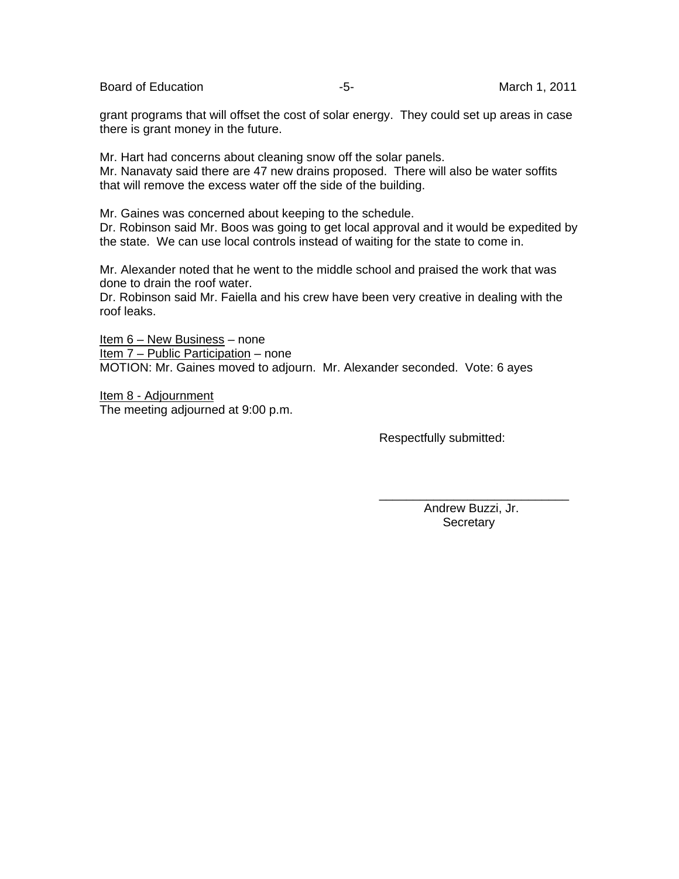grant programs that will offset the cost of solar energy. They could set up areas in case there is grant money in the future.

Mr. Hart had concerns about cleaning snow off the solar panels.
Mr. Nanavaty said there are 47 new drains proposed. There will also be water soffits that will remove the excess water off the side of the building.

Mr. Gaines was concerned about keeping to the schedule.
Dr. Robinson said Mr. Boos was going to get local approval and it would be expedited by the state. We can use local controls instead of waiting for the state to come in.

Mr. Alexander noted that he went to the middle school and praised the work that was done to drain the roof water.
Dr. Robinson said Mr. Faiella and his crew have been very creative in dealing with the roof leaks.

<u>Item 6 – New Business</u> – none
<u>Item 7 – Public Participation</u> – none
MOTION: Mr. Gaines moved to adjourn. Mr. Alexander seconded. Vote: 6 ayes

<u>Item 8 - Adjournment</u>
The meeting adjourned at 9:00 p.m.

Respectfully submitted:

\_\_\_\_\_\_\_\_\_\_\_\_\_\_\_\_\_\_\_\_\_\_\_\_\_\_\_\_
Andrew Buzzi, Jr.
Secretary